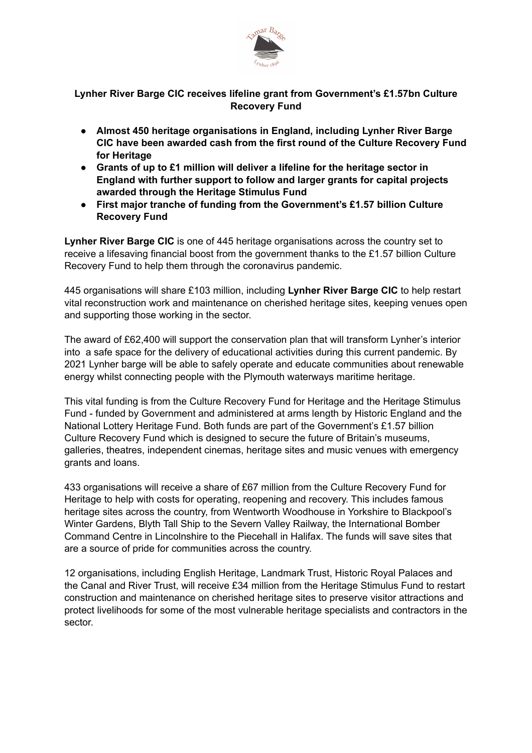**Lynher River Barge CIC receives lifeline grant from Government's £1.57bn Culture Recovery Fund**

- **Almost 450 heritage organisations in England, including Lynher River Barge CIC have been awarded cash from the first round of the Culture Recovery Fund for Heritage**
- **Grants of up to £1 million will deliver a lifeline for the heritage sector in England with further support to follow and larger grants for capital projects awarded through the Heritage Stimulus Fund**
- **First major tranche of funding from the Government's £1.57 billion Culture Recovery Fund**

**Lynher River Barge CIC** is one of 445 heritage organisations across the country set to receive a lifesaving financial boost from the government thanks to the £1.57 billion Culture Recovery Fund to help them through the coronavirus pandemic.

445 organisations will share £103 million, including **Lynher River Barge CIC** to help restart vital reconstruction work and maintenance on cherished heritage sites, keeping venues open and supporting those working in the sector.

The award of £62,400 will support the conservation plan that will transform Lynher's interior into a safe space for the delivery of educational activities during this current pandemic. By 2021 Lynher barge will be able to safely operate and educate communities about renewable energy whilst connecting people with the Plymouth waterways maritime heritage.

This vital funding is from the Culture Recovery Fund for Heritage and the Heritage Stimulus Fund - funded by Government and administered at arms length by Historic England and the National Lottery Heritage Fund. Both funds are part of the Government's £1.57 billion Culture Recovery Fund which is designed to secure the future of Britain's museums, galleries, theatres, independent cinemas, heritage sites and music venues with emergency grants and loans.

433 organisations will receive a share of £67 million from the Culture Recovery Fund for Heritage to help with costs for operating, reopening and recovery. This includes famous heritage sites across the country, from Wentworth Woodhouse in Yorkshire to Blackpool's Winter Gardens, Blyth Tall Ship to the Severn Valley Railway, the International Bomber Command Centre in Lincolnshire to the Piecehall in Halifax. The funds will save sites that are a source of pride for communities across the country.

12 organisations, including English Heritage, Landmark Trust, Historic Royal Palaces and the Canal and River Trust, will receive £34 million from the Heritage Stimulus Fund to restart construction and maintenance on cherished heritage sites to preserve visitor attractions and protect livelihoods for some of the most vulnerable heritage specialists and contractors in the sector.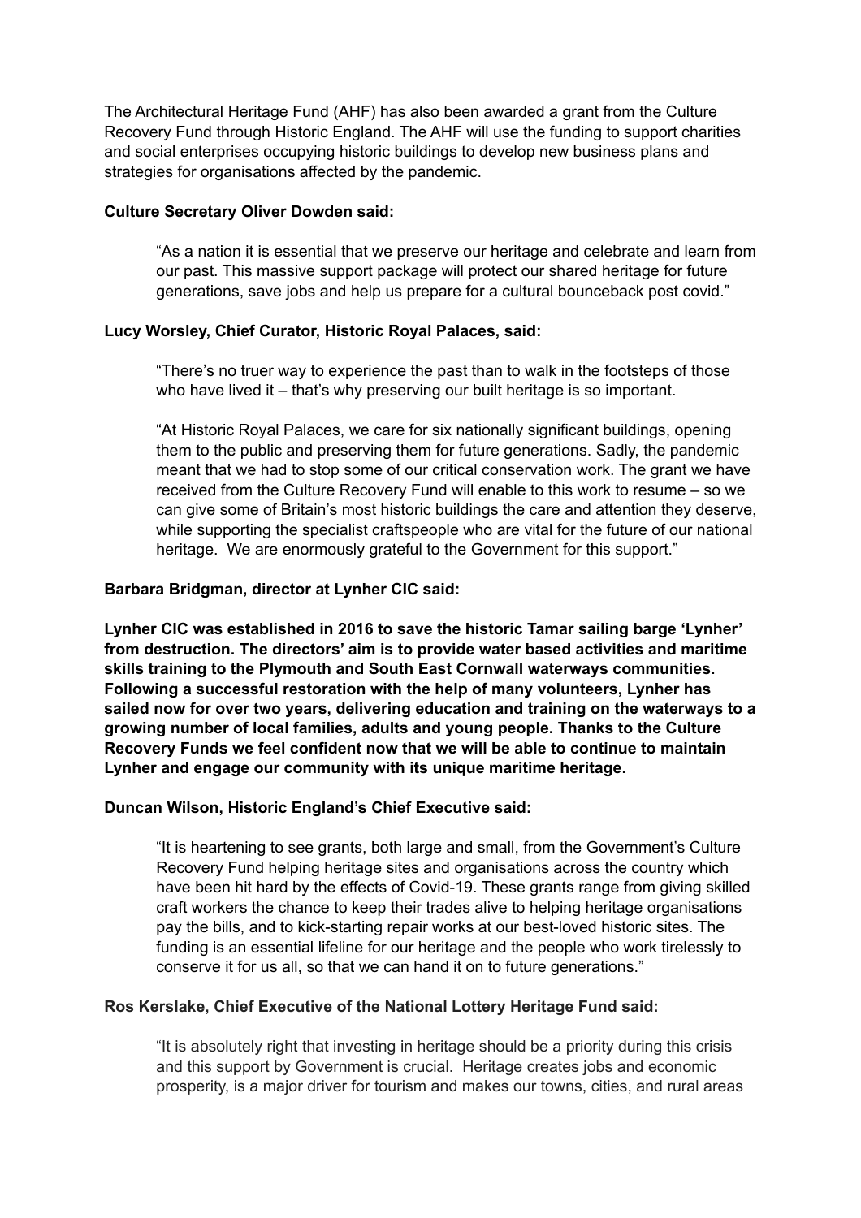The Architectural Heritage Fund (AHF) has also been awarded a grant from the Culture Recovery Fund through Historic England. The AHF will use the funding to support charities and social enterprises occupying historic buildings to develop new business plans and strategies for organisations affected by the pandemic.

**Culture Secretary Oliver Dowden said:**

> "As a nation it is essential that we preserve our heritage and celebrate and learn from our past. This massive support package will protect our shared heritage for future generations, save jobs and help us prepare for a cultural bounceback post covid."

**Lucy Worsley, Chief Curator, Historic Royal Palaces, said:**

> "There's no truer way to experience the past than to walk in the footsteps of those who have lived it – that's why preserving our built heritage is so important.
>
> "At Historic Royal Palaces, we care for six nationally significant buildings, opening them to the public and preserving them for future generations. Sadly, the pandemic meant that we had to stop some of our critical conservation work. The grant we have received from the Culture Recovery Fund will enable to this work to resume – so we can give some of Britain's most historic buildings the care and attention they deserve, while supporting the specialist craftspeople who are vital for the future of our national heritage. We are enormously grateful to the Government for this support."

**Barbara Bridgman, director at Lynher CIC said:**

**Lynher CIC was established in 2016 to save the historic Tamar sailing barge 'Lynher' from destruction. The directors' aim is to provide water based activities and maritime skills training to the Plymouth and South East Cornwall waterways communities. Following a successful restoration with the help of many volunteers, Lynher has sailed now for over two years, delivering education and training on the waterways to a growing number of local families, adults and young people. Thanks to the Culture Recovery Funds we feel confident now that we will be able to continue to maintain Lynher and engage our community with its unique maritime heritage.**

**Duncan Wilson, Historic England's Chief Executive said:**

> "It is heartening to see grants, both large and small, from the Government's Culture Recovery Fund helping heritage sites and organisations across the country which have been hit hard by the effects of Covid-19. These grants range from giving skilled craft workers the chance to keep their trades alive to helping heritage organisations pay the bills, and to kick-starting repair works at our best-loved historic sites. The funding is an essential lifeline for our heritage and the people who work tirelessly to conserve it for us all, so that we can hand it on to future generations."

**Ros Kerslake, Chief Executive of the National Lottery Heritage Fund said:**

> "It is absolutely right that investing in heritage should be a priority during this crisis and this support by Government is crucial. Heritage creates jobs and economic prosperity, is a major driver for tourism and makes our towns, cities, and rural areas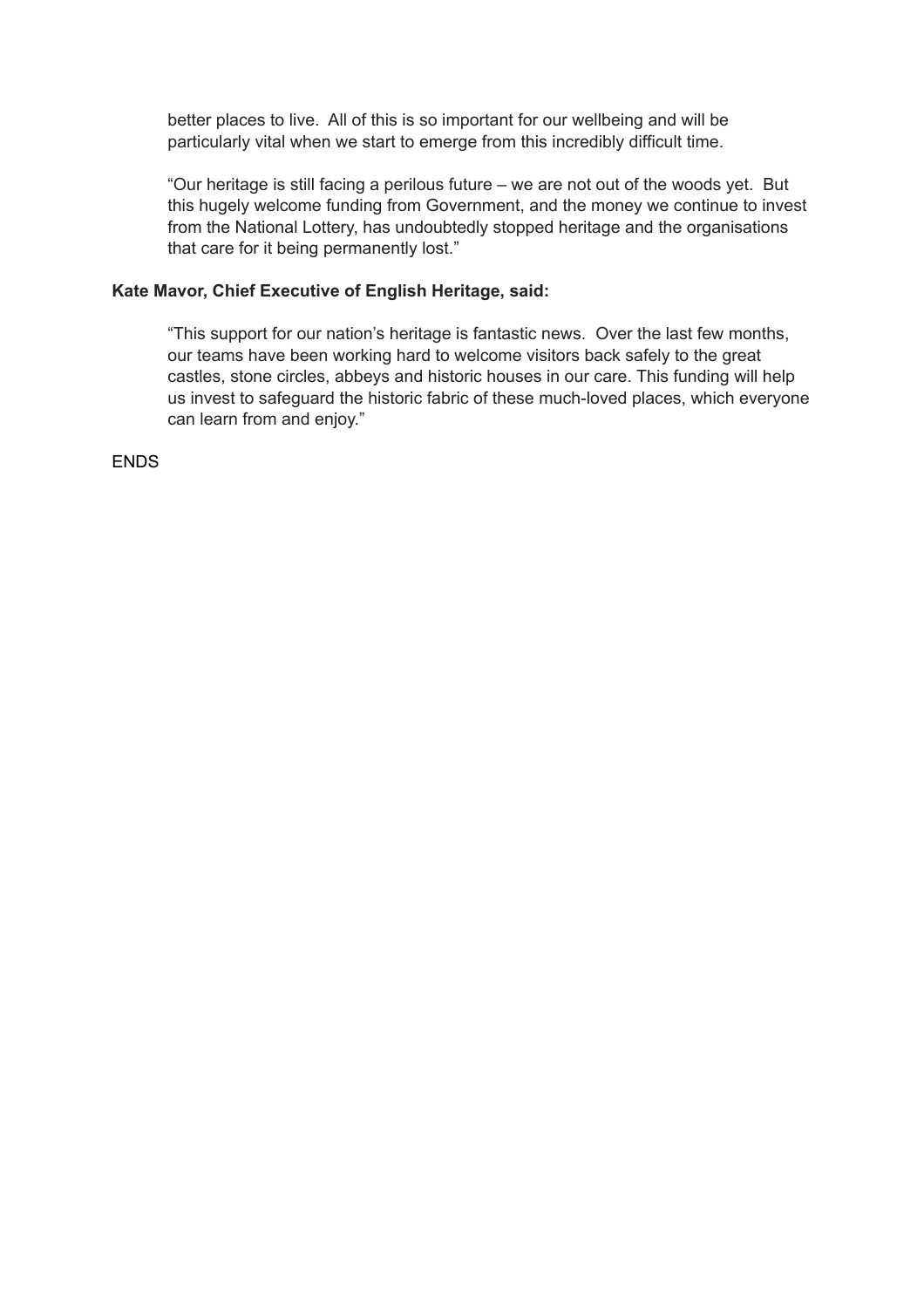better places to live. All of this is so important for our wellbeing and will be particularly vital when we start to emerge from this incredibly difficult time.

"Our heritage is still facing a perilous future – we are not out of the woods yet. But this hugely welcome funding from Government, and the money we continue to invest from the National Lottery, has undoubtedly stopped heritage and the organisations that care for it being permanently lost."

**Kate Mavor, Chief Executive of English Heritage, said:**

"This support for our nation's heritage is fantastic news. Over the last few months, our teams have been working hard to welcome visitors back safely to the great castles, stone circles, abbeys and historic houses in our care. This funding will help us invest to safeguard the historic fabric of these much-loved places, which everyone can learn from and enjoy."

ENDS